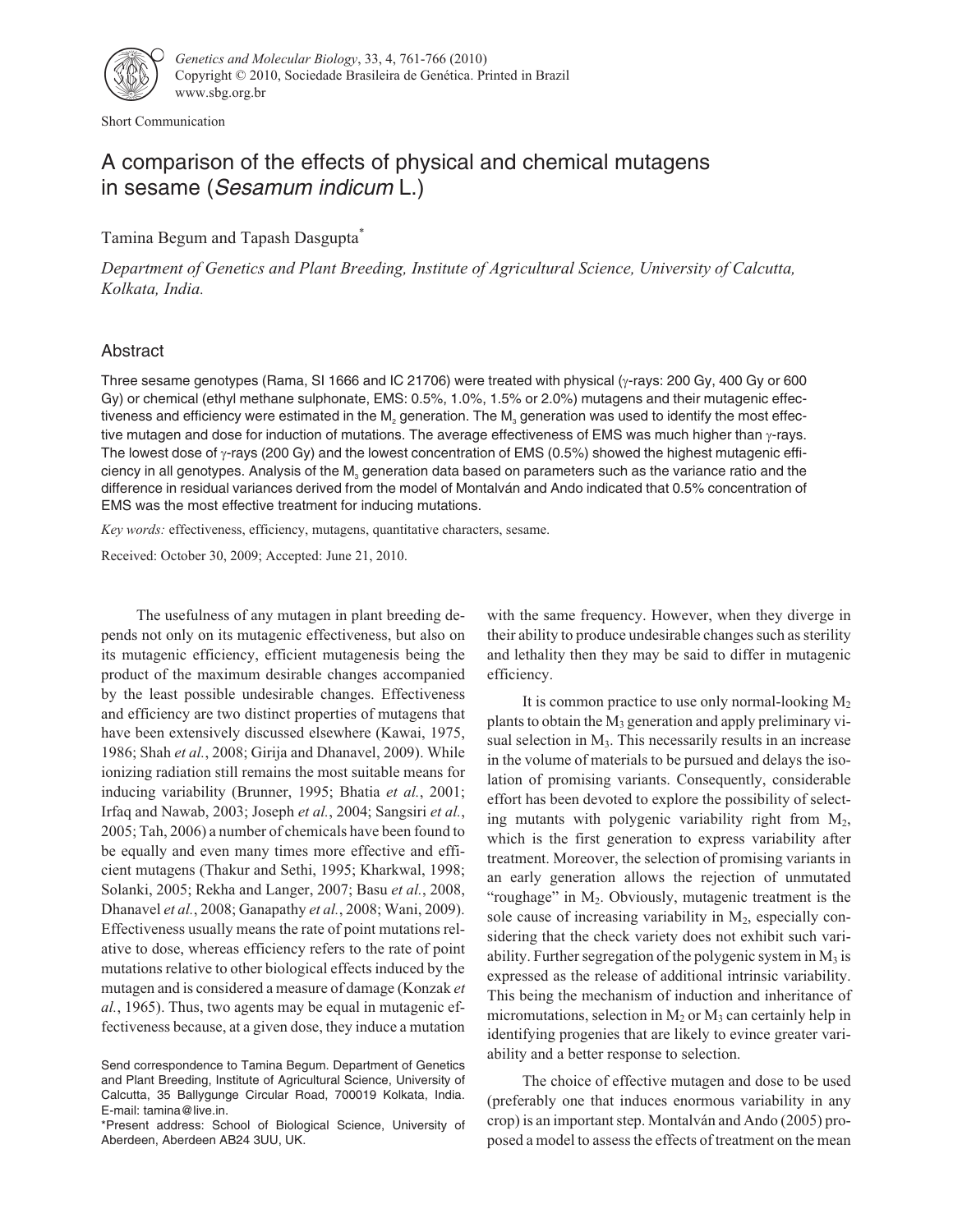Short Communication

# A comparison of the effects of physical and chemical mutagens in sesame (*Sesamum indicum* L.)

Tamina Begum and Tapash Dasgupta*

*Department of Genetics and Plant Breeding, Institute of Agricultural Science, University of Calcutta, Kolkata, India.*

## Abstract

Three sesame genotypes (Rama, SI 1666 and IC 21706) were treated with physical (γ-rays: 200 Gy, 400 Gy or 600 Gy) or chemical (ethyl methane sulphonate, EMS: 0.5%, 1.0%, 1.5% or 2.0%) mutagens and their mutagenic effectiveness and efficiency were estimated in the $M_2$ generation. The $M_3$ generation was used to identify the most effective mutagen and dose for induction of mutations. The average effectiveness of EMS was much higher than γ-rays. The lowest dose of γ-rays (200 Gy) and the lowest concentration of EMS (0.5%) showed the highest mutagenic efficiency in all genotypes. Analysis of the $M_3$ generation data based on parameters such as the variance ratio and the difference in residual variances derived from the model of Montalván and Ando indicated that 0.5% concentration of EMS was the most effective treatment for inducing mutations.

*Key words:* effectiveness, efficiency, mutagens, quantitative characters, sesame.

Received: October 30, 2009; Accepted: June 21, 2010.

The usefulness of any mutagen in plant breeding depends not only on its mutagenic effectiveness, but also on its mutagenic efficiency, efficient mutagenesis being the product of the maximum desirable changes accompanied by the least possible undesirable changes. Effectiveness and efficiency are two distinct properties of mutagens that have been extensively discussed elsewhere (Kawai, 1975, 1986; Shah *et al.*, 2008; Girija and Dhanavel, 2009). While ionizing radiation still remains the most suitable means for inducing variability (Brunner, 1995; Bhatia *et al.*, 2001; Irfaq and Nawab, 2003; Joseph *et al.*, 2004; Sangsiri *et al.*, 2005; Tah, 2006) a number of chemicals have been found to be equally and even many times more effective and efficient mutagens (Thakur and Sethi, 1995; Kharkwal, 1998; Solanki, 2005; Rekha and Langer, 2007; Basu *et al.*, 2008, Dhanavel *et al.*, 2008; Ganapathy *et al.*, 2008; Wani, 2009). Effectiveness usually means the rate of point mutations relative to dose, whereas efficiency refers to the rate of point mutations relative to other biological effects induced by the mutagen and is considered a measure of damage (Konzak *et al.*, 1965). Thus, two agents may be equal in mutagenic effectiveness because, at a given dose, they induce a mutation with the same frequency. However, when they diverge in their ability to produce undesirable changes such as sterility and lethality then they may be said to differ in mutagenic efficiency.

It is common practice to use only normal-looking $M_2$ plants to obtain the $M_3$ generation and apply preliminary visual selection in $M_3$. This necessarily results in an increase in the volume of materials to be pursued and delays the isolation of promising variants. Consequently, considerable effort has been devoted to explore the possibility of selecting mutants with polygenic variability right from $M_2$, which is the first generation to express variability after treatment. Moreover, the selection of promising variants in an early generation allows the rejection of unmutated "roughage" in $M_2$. Obviously, mutagenic treatment is the sole cause of increasing variability in $M_2$, especially considering that the check variety does not exhibit such variability. Further segregation of the polygenic system in $M_3$ is expressed as the release of additional intrinsic variability. This being the mechanism of induction and inheritance of micromutations, selection in $M_2$ or $M_3$ can certainly help in identifying progenies that are likely to evince greater variability and a better response to selection.

The choice of effective mutagen and dose to be used (preferably one that induces enormous variability in any crop) is an important step. Montalván and Ando (2005) proposed a model to assess the effects of treatment on the mean

Send correspondence to Tamina Begum. Department of Genetics and Plant Breeding, Institute of Agricultural Science, University of Calcutta, 35 Ballygunge Circular Road, 700019 Kolkata, India. E-mail: tamina@live.in.

*Present address: School of Biological Science, University of Aberdeen, Aberdeen AB24 3UU, UK.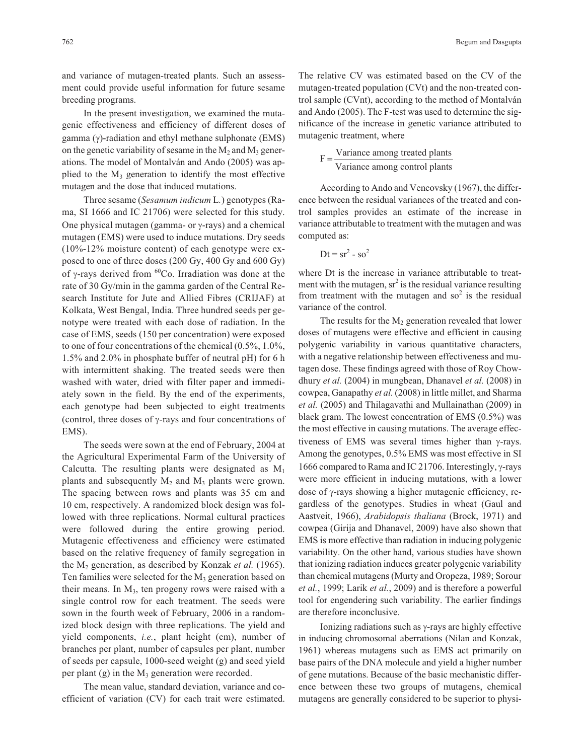and variance of mutagen-treated plants. Such an assessment could provide useful information for future sesame breeding programs.

In the present investigation, we examined the mutagenic effectiveness and efficiency of different doses of gamma (γ)-radiation and ethyl methane sulphonate (EMS) on the genetic variability of sesame in the $M_2$ and $M_3$ generations. The model of Montalván and Ando (2005) was applied to the $M_3$ generation to identify the most effective mutagen and the dose that induced mutations.

Three sesame (*Sesamum indicum* L.) genotypes (Rama, SI 1666 and IC 21706) were selected for this study. One physical mutagen (gamma- or γ-rays) and a chemical mutagen (EMS) were used to induce mutations. Dry seeds (10%-12% moisture content) of each genotype were exposed to one of three doses (200 Gy, 400 Gy and 600 Gy) of γ-rays derived from $^{60}$Co. Irradiation was done at the rate of 30 Gy/min in the gamma garden of the Central Research Institute for Jute and Allied Fibres (CRIJAF) at Kolkata, West Bengal, India. Three hundred seeds per genotype were treated with each dose of radiation. In the case of EMS, seeds (150 per concentration) were exposed to one of four concentrations of the chemical (0.5%, 1.0%, 1.5% and 2.0% in phosphate buffer of neutral pH) for 6 h with intermittent shaking. The treated seeds were then washed with water, dried with filter paper and immediately sown in the field. By the end of the experiments, each genotype had been subjected to eight treatments (control, three doses of γ-rays and four concentrations of EMS).

The seeds were sown at the end of February, 2004 at the Agricultural Experimental Farm of the University of Calcutta. The resulting plants were designated as $M_1$ plants and subsequently $M_2$ and $M_3$ plants were grown. The spacing between rows and plants was 35 cm and 10 cm, respectively. A randomized block design was followed with three replications. Normal cultural practices were followed during the entire growing period. Mutagenic effectiveness and efficiency were estimated based on the relative frequency of family segregation in the $M_2$ generation, as described by Konzak *et al.* (1965). Ten families were selected for the $M_3$ generation based on their means. In $M_3$, ten progeny rows were raised with a single control row for each treatment. The seeds were sown in the fourth week of February, 2006 in a randomized block design with three replications. The yield and yield components, *i.e.*, plant height (cm), number of branches per plant, number of capsules per plant, number of seeds per capsule, 1000-seed weight (g) and seed yield per plant (g) in the $M_3$ generation were recorded.

The mean value, standard deviation, variance and coefficient of variation (CV) for each trait were estimated. The relative CV was estimated based on the CV of the mutagen-treated population (CVt) and the non-treated control sample (CVnt), according to the method of Montalván and Ando (2005). The F-test was used to determine the significance of the increase in genetic variance attributed to mutagenic treatment, where

$$F = \frac{\text{Variance among treated plants}}{\text{Variance among control plants}}$$

According to Ando and Vencovsky (1967), the difference between the residual variances of the treated and control samples provides an estimate of the increase in variance attributable to treatment with the mutagen and was computed as:

$$Dt = sr^2 - so^2$$

where Dt is the increase in variance attributable to treatment with the mutagen, $sr^2$ is the residual variance resulting from treatment with the mutagen and $so^2$ is the residual variance of the control.

The results for the $M_2$ generation revealed that lower doses of mutagens were effective and efficient in causing polygenic variability in various quantitative characters, with a negative relationship between effectiveness and mutagen dose. These findings agreed with those of Roy Chowdhury *et al.* (2004) in mungbean, Dhanavel *et al.* (2008) in cowpea, Ganapathy *et al.* (2008) in little millet, and Sharma *et al.* (2005) and Thilagavathi and Mullainathan (2009) in black gram. The lowest concentration of EMS (0.5%) was the most effective in causing mutations. The average effectiveness of EMS was several times higher than γ-rays. Among the genotypes, 0.5% EMS was most effective in SI 1666 compared to Rama and IC 21706. Interestingly, γ-rays were more efficient in inducing mutations, with a lower dose of γ-rays showing a higher mutagenic efficiency, regardless of the genotypes. Studies in wheat (Gaul and Aastveit, 1966), *Arabidopsis thaliana* (Brock, 1971) and cowpea (Girija and Dhanavel, 2009) have also shown that EMS is more effective than radiation in inducing polygenic variability. On the other hand, various studies have shown that ionizing radiation induces greater polygenic variability than chemical mutagens (Murty and Oropeza, 1989; Sorour *et al.*, 1999; Larik *et al.*, 2009) and is therefore a powerful tool for engendering such variability. The earlier findings are therefore inconclusive.

Ionizing radiations such as γ-rays are highly effective in inducing chromosomal aberrations (Nilan and Konzak, 1961) whereas mutagens such as EMS act primarily on base pairs of the DNA molecule and yield a higher number of gene mutations. Because of the basic mechanistic difference between these two groups of mutagens, chemical mutagens are generally considered to be superior to physi-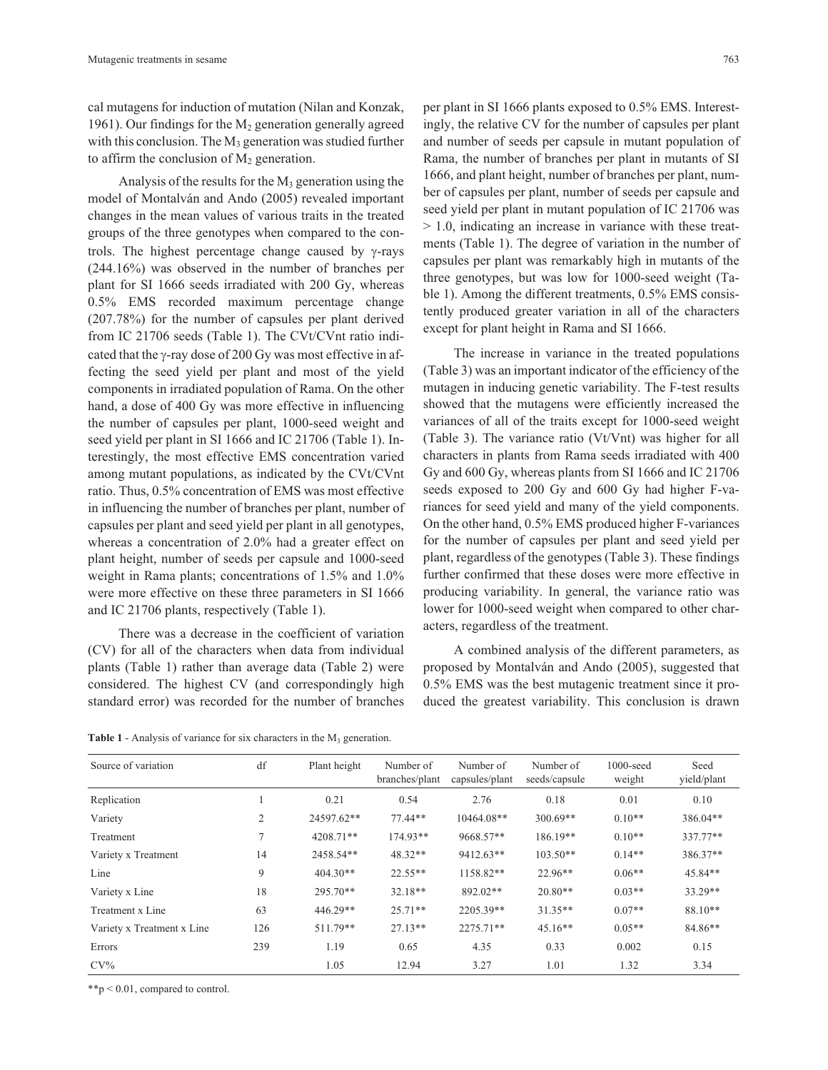cal mutagens for induction of mutation (Nilan and Konzak, 1961). Our findings for the $M_2$ generation generally agreed with this conclusion. The $M_3$ generation was studied further to affirm the conclusion of $M_2$ generation.

Analysis of the results for the $M_3$ generation using the model of Montalván and Ando (2005) revealed important changes in the mean values of various traits in the treated groups of the three genotypes when compared to the controls. The highest percentage change caused by γ-rays (244.16%) was observed in the number of branches per plant for SI 1666 seeds irradiated with 200 Gy, whereas 0.5% EMS recorded maximum percentage change (207.78%) for the number of capsules per plant derived from IC 21706 seeds (Table 1). The CVt/CVnt ratio indicated that the γ-ray dose of 200 Gy was most effective in affecting the seed yield per plant and most of the yield components in irradiated population of Rama. On the other hand, a dose of 400 Gy was more effective in influencing the number of capsules per plant, 1000-seed weight and seed yield per plant in SI 1666 and IC 21706 (Table 1). Interestingly, the most effective EMS concentration varied among mutant populations, as indicated by the CVt/CVnt ratio. Thus, 0.5% concentration of EMS was most effective in influencing the number of branches per plant, number of capsules per plant and seed yield per plant in all genotypes, whereas a concentration of 2.0% had a greater effect on plant height, number of seeds per capsule and 1000-seed weight in Rama plants; concentrations of 1.5% and 1.0% were more effective on these three parameters in SI 1666 and IC 21706 plants, respectively (Table 1).

There was a decrease in the coefficient of variation (CV) for all of the characters when data from individual plants (Table 1) rather than average data (Table 2) were considered. The highest CV (and correspondingly high standard error) was recorded for the number of branches per plant in SI 1666 plants exposed to 0.5% EMS. Interestingly, the relative CV for the number of capsules per plant and number of seeds per capsule in mutant population of Rama, the number of branches per plant in mutants of SI 1666, and plant height, number of branches per plant, number of capsules per plant, number of seeds per capsule and seed yield per plant in mutant population of IC 21706 was > 1.0, indicating an increase in variance with these treatments (Table 1). The degree of variation in the number of capsules per plant was remarkably high in mutants of the three genotypes, but was low for 1000-seed weight (Table 1). Among the different treatments, 0.5% EMS consistently produced greater variation in all of the characters except for plant height in Rama and SI 1666.

The increase in variance in the treated populations (Table 3) was an important indicator of the efficiency of the mutagen in inducing genetic variability. The F-test results showed that the mutagens were efficiently increased the variances of all of the traits except for 1000-seed weight (Table 3). The variance ratio (Vt/Vnt) was higher for all characters in plants from Rama seeds irradiated with 400 Gy and 600 Gy, whereas plants from SI 1666 and IC 21706 seeds exposed to 200 Gy and 600 Gy had higher F-variances for seed yield and many of the yield components. On the other hand, 0.5% EMS produced higher F-variances for the number of capsules per plant and seed yield per plant, regardless of the genotypes (Table 3). These findings further confirmed that these doses were more effective in producing variability. In general, the variance ratio was lower for 1000-seed weight when compared to other characters, regardless of the treatment.

A combined analysis of the different parameters, as proposed by Montalván and Ando (2005), suggested that 0.5% EMS was the best mutagenic treatment since it produced the greatest variability. This conclusion is drawn

**Table 1** - Analysis of variance for six characters in the $M_3$ generation.

| Source of variation | df | Plant height | Number of branches/plant | Number of capsules/plant | Number of seeds/capsule | 1000-seed weight | Seed yield/plant |
|---|---|---|---|---|---|---|---|
| Replication | 1 | 0.21 | 0.54 | 2.76 | 0.18 | 0.01 | 0.10 |
| Variety | 2 | 24597.62** | 77.44** | 10464.08** | 300.69** | 0.10** | 386.04** |
| Treatment | 7 | 4208.71** | 174.93** | 9668.57** | 186.19** | 0.10** | 337.77** |
| Variety x Treatment | 14 | 2458.54** | 48.32** | 9412.63** | 103.50** | 0.14** | 386.37** |
| Line | 9 | 404.30** | 22.55** | 1158.82** | 22.96** | 0.06** | 45.84** |
| Variety x Line | 18 | 295.70** | 32.18** | 892.02** | 20.80** | 0.03** | 33.29** |
| Treatment x Line | 63 | 446.29** | 25.71** | 2205.39** | 31.35** | 0.07** | 88.10** |
| Variety x Treatment x Line | 126 | 511.79** | 27.13** | 2275.71** | 45.16** | 0.05** | 84.86** |
| Errors | 239 | 1.19 | 0.65 | 4.35 | 0.33 | 0.002 | 0.15 |
| CV% | | 1.05 | 12.94 | 3.27 | 1.01 | 1.32 | 3.34 |

**$p < 0.01$, compared to control.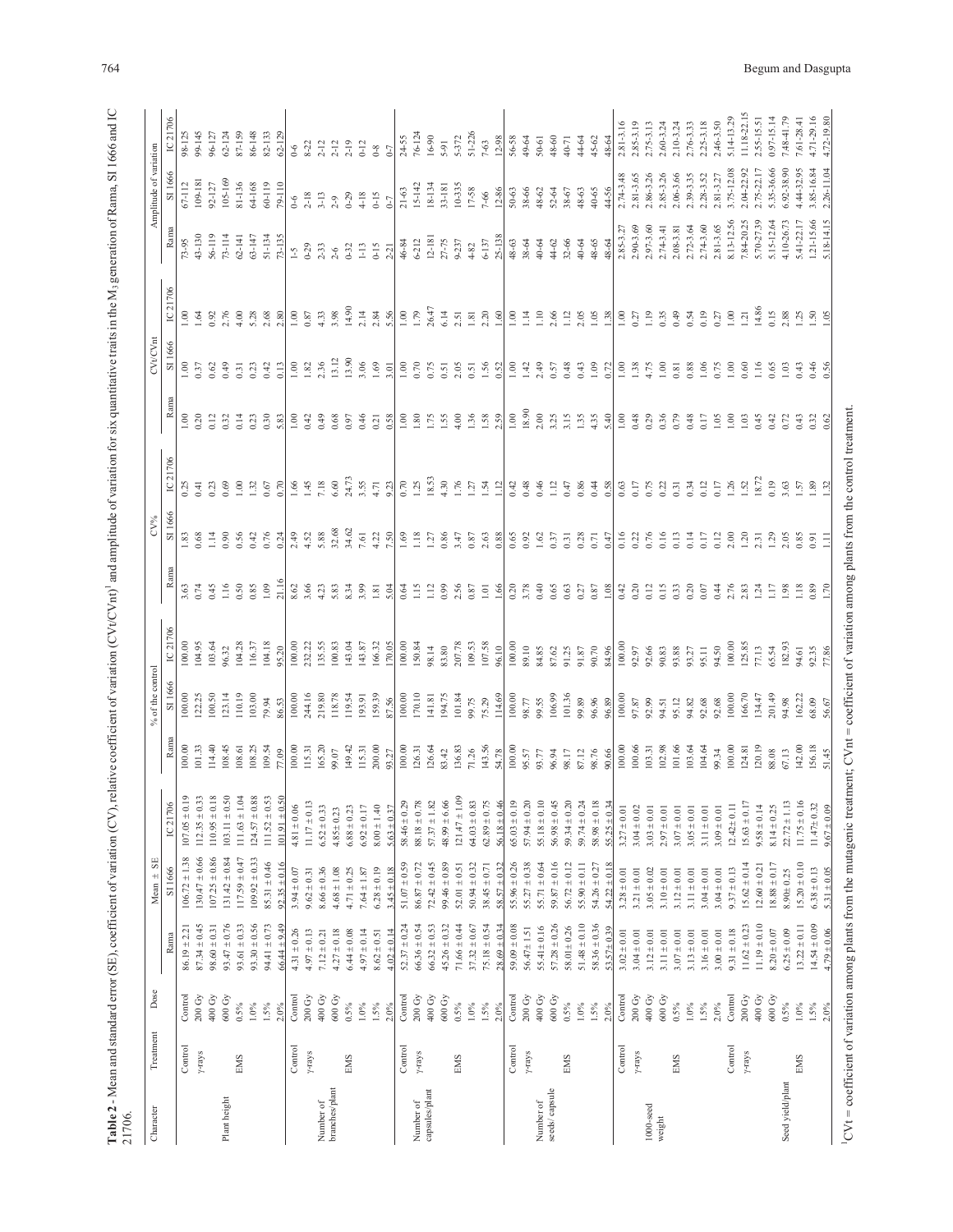**Table 2** - Mean and standard error (SE), coefficient of variation (CV), relative coefficient of variation (CVt/CVnt)[1] and amplitude of variation for six quantitative traits in the $M_3$ generation of Rama, SI 1666 and IC 21706.

| Character | Treatment | Dose | Mean ± SE | | | % of the control | | | CV% | | | CVt/CVnt | | | Amplitude of variation | | |
|---|---|---|---|---|---|---|---|---|---|---|---|---|---|---|---|---|---|
| | | | Rama | SI 1666 | IC 21706 | Rama | SI 1666 | IC 21706 | Rama | SI 1666 | IC 21706 | Rama | SI 1666 | IC 21706 | Rama | SI 1666 | IC 21706 |
| Plant height | Control | Control | 86.19 ± 2.21 | 106.72 ± 1.38 | 107.05 ± 0.19 | 100.00 | 100.00 | 100.00 | 3.63 | 1.83 | 0.25 | 1.00 | 1.00 | 1.00 | 73-95 | 67-112 | 98-125 |
| | γ-rays | 200 Gy | 87.34 ± 0.45 | 130.47 ± 0.66 | 112.35 ± 0.33 | 101.33 | 122.25 | 104.95 | 0.74 | 0.68 | 0.41 | 0.20 | 0.37 | 1.64 | 43-130 | 109-181 | 99-145 |
| | | 400 Gy | 98.60 ± 0.31 | 107.25 ± 0.86 | 110.95 ± 0.18 | 114.40 | 100.50 | 103.64 | 0.45 | 1.14 | 0.23 | 0.12 | 0.62 | 0.92 | 56-119 | 92-127 | 96-127 |
| | | 600 Gy | 93.47 ± 0.76 | 131.42 ± 0.84 | 103.11 ± 0.50 | 108.45 | 123.14 | 96.32 | 1.16 | 0.90 | 0.69 | 0.32 | 0.49 | 2.76 | 73-114 | 105-169 | 62-124 |
| | EMS | 0.5% | 93.61 ± 0.33 | 117.59 ± 0.47 | 111.63 ± 1.04 | 108.61 | 110.19 | 104.28 | 0.50 | 0.56 | 1.00 | 0.14 | 0.31 | 4.00 | 62-141 | 81-136 | 87-159 |
| | | 1.0% | 93.30 ± 0.56 | 109.92 ± 0.33 | 124.57 ± 0.88 | 108.25 | 103.00 | 116.37 | 0.85 | 0.42 | 1.32 | 0.23 | 0.23 | 5.28 | 63-147 | 64-168 | 86-148 |
| | | 1.5% | 94.41 ± 0.73 | 85.31 ± 0.46 | 111.52 ± 0.53 | 109.54 | 79.94 | 104.18 | 1.09 | 0.76 | 0.67 | 0.30 | 0.42 | 2.68 | 51-134 | 60-119 | 82-133 |
| | | 2.0% | 66.44 ± 9.49 | 92.35 ± 0.16 | 101.91 ± 0.50 | 77.09 | 86.53 | 95.20 | 21.16 | 0.24 | 0.70 | 5.83 | 0.13 | 2.80 | 73-135 | 79-110 | 62-129 |
| Number of branches/plant | Control | Control | 4.31 ± 0.26 | 3.94 ± 0.07 | 4.81 ± 0.06 | 100.00 | 100.00 | 100.00 | 8.62 | 2.49 | 1.66 | 1.00 | 1.00 | 1.00 | 1-5 | 0-6 | 0-6 |
| | γ-rays | 200 Gy | 4.97 ± 0.13 | 9.62 ± 0.31 | 11.17 ± 0.13 | 115.31 | 244.16 | 232.22 | 3.66 | 4.52 | 1.45 | 0.42 | 1.82 | 0.87 | 0-29 | 2-18 | 8-22 |
| | | 400 Gy | 7.12 ± 0.21 | 8.66 ± 0.36 | 6.52 ± 0.33 | 165.20 | 219.80 | 135.55 | 4.23 | 5.88 | 7.18 | 0.49 | 2.36 | 4.33 | 2-33 | 3-13 | 2-12 |
| | | 600 Gy | 4.27 ± 0.18 | 4.68 ± 1.08 | 4.85 ± 0.23 | 99.07 | 118.78 | 100.83 | 5.83 | 32.68 | 6.60 | 0.68 | 13.12 | 3.98 | 2-6 | 2-9 | 2-12 |
| | EMS | 0.5% | 6.44 ± 0.08 | 4.71 ± 0.25 | 6.88 ± 0.23 | 149.42 | 119.54 | 143.04 | 8.34 | 34.62 | 24.73 | 0.97 | 13.90 | 14.90 | 0-32 | 0-29 | 2-19 |
| | | 1.0% | 4.97 ± 0.14 | 7.64 ± 1.87 | 6.92 ± 0.17 | 115.31 | 193.91 | 143.87 | 3.99 | 7.61 | 3.55 | 0.46 | 3.06 | 2.14 | 1-13 | 4-18 | 0-12 |
| | | 1.5% | 8.62 ± 0.51 | 6.28 ± 0.19 | 8.00 ± 1.40 | 200.00 | 159.39 | 166.32 | 1.81 | 4.22 | 4.71 | 0.21 | 1.69 | 2.84 | 0-15 | 0-15 | 0-8 |
| | | 2.0% | 4.02 ± 0.14 | 3.45 ± 0.18 | 5.63 ± 0.37 | 93.27 | 87.56 | 170.05 | 5.04 | 7.50 | 9.23 | 0.58 | 3.01 | 5.56 | 2-21 | 0-7 | 0-7 |
| Number of capsules/plant | Control | Control | 52.37 ± 0.24 | 51.07 ± 0.59 | 58.46 ± 0.29 | 100.00 | 100.00 | 100.00 | 0.64 | 1.69 | 0.70 | 1.00 | 1.00 | 1.00 | 46-84 | 21-63 | 24-55 |
| | γ-rays | 200 Gy | 66.36 ± 0.54 | 86.87 ± 0.72 | 88.18 ± 0.78 | 126.31 | 170.10 | 150.84 | 1.15 | 1.18 | 1.25 | 1.80 | 0.70 | 1.79 | 6-212 | 15-142 | 76-124 |
| | | 400 Gy | 66.32 ± 0.53 | 72.42 ± 0.45 | 57.37 ± 1.82 | 126.64 | 141.81 | 98.14 | 1.12 | 1.27 | 18.53 | 1.75 | 0.75 | 26.47 | 12-181 | 18-134 | 16-90 |
| | | 600 Gy | 45.26 ± 0.32 | 99.46 ± 0.89 | 48.99 ± 6.66 | 83.42 | 194.75 | 83.80 | 0.99 | 0.86 | 4.30 | 1.55 | 0.51 | 6.14 | 27-75 | 33-181 | 5-91 |
| | EMS | 0.5% | 71.66 ± 0.44 | 52.01 ± 0.51 | 121.47 ± 1.09 | 136.83 | 101.84 | 207.78 | 2.56 | 3.47 | 1.76 | 4.00 | 2.05 | 2.51 | 9-237 | 10-335 | 5-372 |
| | | 1.0% | 37.32 ± 0.67 | 50.94 ± 0.32 | 64.03 ± 0.83 | 71.26 | 99.75 | 109.53 | 0.87 | 0.87 | 1.27 | 1.36 | 0.51 | 1.81 | 4-82 | 17-58 | 51-226 |
| | | 1.5% | 75.18 ± 0.54 | 38.45 ± 0.71 | 62.89 ± 0.75 | 143.56 | 75.29 | 107.58 | 1.01 | 2.63 | 1.54 | 1.58 | 1.56 | 2.20 | 6-137 | 7-66 | 7-63 |
| | | 2.0% | 28.69 ± 0.34 | 58.57 ± 0.32 | 56.18 ± 0.46 | 54.78 | 114.69 | 96.10 | 1.66 | 0.88 | 1.12 | 2.59 | 0.52 | 1.60 | 25-138 | 12-86 | 12-98 |
| Number of seeds/capsule | Control | Control | 59.09 ± 0.08 | 55.96 ± 0.26 | 65.03 ± 0.19 | 100.00 | 100.00 | 100.00 | 0.20 | 0.65 | 0.42 | 1.00 | 1.00 | 1.00 | 48-63 | 50-63 | 56-58 |
| | γ-rays | 200 Gy | 56.47 ± 1.51 | 55.27 ± 0.38 | 57.94 ± 0.20 | 95.57 | 98.77 | 89.10 | 3.78 | 0.92 | 0.48 | 18.90 | 1.42 | 1.14 | 38-64 | 38-66 | 49-64 |
| | | 400 Gy | 55.41 ± 0.16 | 55.71 ± 0.64 | 55.18 ± 0.10 | 93.77 | 99.55 | 84.85 | 0.40 | 1.62 | 0.46 | 2.00 | 2.49 | 1.10 | 40-64 | 48-62 | 50-61 |
| | | 600 Gy | 57.28 ± 0.26 | 59.87 ± 0.16 | 56.98 ± 0.45 | 96.94 | 106.99 | 87.62 | 0.65 | 0.37 | 1.12 | 3.25 | 0.57 | 2.66 | 44-62 | 52-64 | 48-60 |
| | EMS | 0.5% | 58.01 ± 0.26 | 56.72 ± 0.12 | 59.34 ± 0.20 | 98.17 | 101.36 | 91.25 | 0.63 | 0.31 | 0.47 | 3.15 | 0.48 | 1.12 | 32-66 | 38-67 | 40-71 |
| | | 1.0% | 51.48 ± 0.10 | 55.90 ± 0.11 | 59.74 ± 0.24 | 87.12 | 99.89 | 91.87 | 0.27 | 0.28 | 0.86 | 1.35 | 0.43 | 2.05 | 40-64 | 48-63 | 44-64 |
| | | 1.5% | 58.36 ± 0.36 | 54.26 ± 0.27 | 58.98 ± 0.18 | 98.76 | 96.96 | 90.70 | 0.87 | 0.71 | 0.44 | 4.35 | 1.09 | 1.05 | 48-65 | 40-65 | 45-62 |
| | | 2.0% | 53.57 ± 0.39 | 54.22 ± 0.18 | 55.25 ± 0.34 | 90.66 | 96.89 | 84.96 | 1.08 | 0.47 | 0.58 | 5.40 | 0.72 | 1.38 | 48-64 | 44-56 | 48-64 |
| 1000-seed weight | Control | Control | 3.02 ± 0.01 | 3.28 ± 0.01 | 3.27 ± 0.01 | 100.00 | 100.00 | 100.00 | 0.42 | 0.16 | 0.63 | 1.00 | 1.00 | 1.00 | 2.85-3.27 | 2.74-3.48 | 2.81-3.16 |
| | γ-rays | 200 Gy | 3.04 ± 0.01 | 3.21 ± 0.01 | 3.04 ± 0.02 | 100.66 | 97.87 | 92.97 | 0.20 | 0.22 | 0.17 | 0.48 | 1.38 | 0.27 | 2.90-3.69 | 2.81-3.65 | 2.85-3.19 |
| | | 400 Gy | 3.12 ± 0.01 | 3.05 ± 0.02 | 3.03 ± 0.01 | 103.31 | 92.99 | 92.66 | 0.12 | 0.76 | 0.75 | 0.29 | 4.75 | 1.19 | 2.97-3.60 | 2.86-3.26 | 2.75-3.13 |
| | | 600 Gy | 3.11 ± 0.01 | 3.10 ± 0.01 | 2.97 ± 0.01 | 102.98 | 94.51 | 90.83 | 0.15 | 0.16 | 0.22 | 0.36 | 1.00 | 0.35 | 2.74-3.41 | 2.85-3.26 | 2.60-3.24 |
| | EMS | 0.5% | 3.07 ± 0.01 | 3.12 ± 0.01 | 3.07 ± 0.01 | 101.66 | 95.12 | 93.88 | 0.33 | 0.13 | 0.31 | 0.79 | 0.81 | 0.49 | 2.08-3.81 | 2.06-3.66 | 2.10-3.24 |
| | | 1.0% | 3.13 ± 0.01 | 3.11 ± 0.01 | 3.05 ± 0.01 | 103.64 | 94.82 | 93.27 | 0.20 | 0.14 | 0.34 | 0.48 | 0.88 | 0.54 | 2.72-3.64 | 2.39-3.35 | 2.76-3.33 |
| | | 1.5% | 3.16 ± 0.01 | 3.04 ± 0.01 | 3.11 ± 0.01 | 104.64 | 92.68 | 95.11 | 0.07 | 0.17 | 0.12 | 0.17 | 1.06 | 0.19 | 2.74-3.60 | 2.28-3.52 | 2.25-3.18 |
| | | 2.0% | 3.00 ± 0.01 | 3.04 ± 0.01 | 3.09 ± 0.01 | 99.34 | 92.68 | 94.50 | 0.44 | 0.12 | 0.17 | 1.05 | 0.75 | 0.27 | 2.81-3.65 | 2.81-3.27 | 2.46-3.50 |
| Seed yield/plant | Control | Control | 9.31 ± 0.18 | 9.37 ± 0.13 | 12.42± 0.11 | 100.00 | 100.00 | 100.00 | 2.76 | 2.00 | 1.26 | 1.00 | 1.00 | 1.00 | 8.13-12.56 | 3.75-12.08 | 5.14-13.29 |
| | γ-rays | 200 Gy | 11.62 ± 0.23 | 15.62 ± 0.14 | 15.63 ± 0.17 | 124.81 | 166.70 | 125.85 | 2.83 | 1.20 | 1.52 | 1.03 | 0.60 | 1.21 | 7.84-20.25 | 2.04-22.92 | 11.18-22.15 |
| | | 400 Gy | 11.19 ± 0.10 | 12.60 ± 0.21 | 9.58 ± 0.14 | 120.19 | 134.47 | 77.13 | 1.24 | 2.31 | 18.72 | 0.45 | 1.16 | 14.86 | 5.70-27.39 | 2.75-22.17 | 2.55-15.51 |
| | | 600 Gy | 8.20 ± 0.07 | 18.88 ± 0.17 | 8.14 ± 0.25 | 88.08 | 201.49 | 65.54 | 1.17 | 1.29 | 0.19 | 0.42 | 0.65 | 0.15 | 5.15-12.64 | 5.35-36.66 | 0.97-15.14 |
| | EMS | 0.5% | 6.25 ± 0.09 | 8.90± 0.25 | 22.72 ± 1.13 | 67.13 | 94.98 | 182.93 | 1.98 | 2.05 | 3.63 | 0.72 | 1.03 | 2.88 | 4.10-26.73 | 6.92-38.90 | 7.48-41.79 |
| | | 1.0% | 13.22 ± 0.11 | 15.20 ± 0.10 | 11.75 ± 0.16 | 142.00 | 162.22 | 94.61 | 1.18 | 0.85 | 1.57 | 0.43 | 0.43 | 1.25 | 5.41-22.17 | 4.44-32.95 | 7.61-28.41 |
| | | 1.5% | 14.54 ± 0.09 | 6.38 ± 0.13 | 11.47± 0.32 | 156.18 | 68.09 | 92.35 | 0.89 | 0.91 | 1.89 | 0.32 | 0.46 | 1.50 | 1.21-15.66 | 3.85-16.84 | 4.71-29.16 |
| | | 2.0% | 4.79 ± 0.06 | 5.31 ± 0.05 | 9.67 ± 0.09 | 51.45 | 56.67 | 77.86 | 1.70 | 1.11 | 1.32 | 0.62 | 0.56 | 1.05 | 5.18-14.15 | 2.26-11.04 | 4.72-19.80 |

[1]CVt = coefficient of variation among plants from the mutagenic treatment; CVnt = coefficient of variation among plants from the control treatment.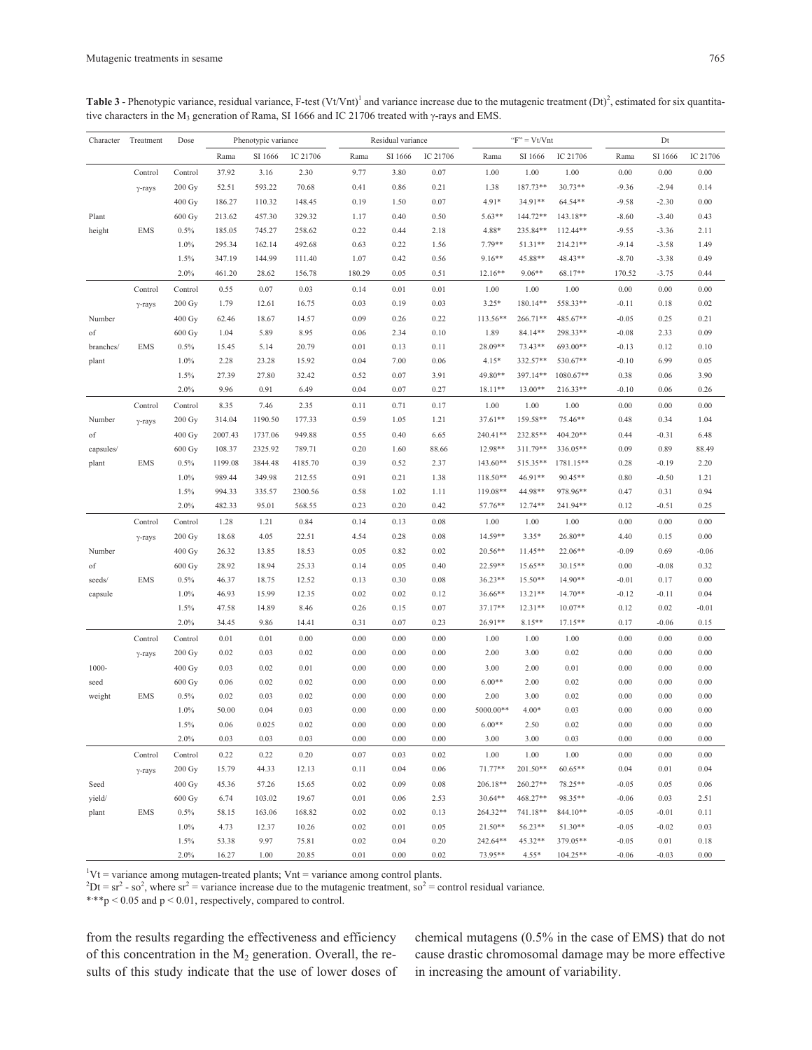**Table 3** - Phenotypic variance, residual variance, F-test (Vt/Vnt)[1] and variance increase due to the mutagenic treatment (Dt)[2], estimated for six quantitative characters in the $M_3$ generation of Rama, SI 1666 and IC 21706 treated with γ-rays and EMS.

| Character | Treatment | Dose | Phenotypic variance | | | Residual variance | | | "F" = Vt/Vnt | | | Dt | | |
|---|---|---|---|---|---|---|---|---|---|---|---|---|---|---|
| | | | Rama | SI 1666 | IC 21706 | Rama | SI 1666 | IC 21706 | Rama | SI 1666 | IC 21706 | Rama | SI 1666 | IC 21706 |
| Plant height | Control | Control | 37.92 | 3.16 | 2.30 | 9.77 | 3.80 | 0.07 | 1.00 | 1.00 | 1.00 | 0.00 | 0.00 | 0.00 |
| | γ-rays | 200 Gy | 52.51 | 593.22 | 70.68 | 0.41 | 0.86 | 0.21 | 1.38 | 187.73** | 30.73** | -9.36 | -2.94 | 0.14 |
| | | 400 Gy | 186.27 | 110.32 | 148.45 | 0.19 | 1.50 | 0.07 | 4.91* | 34.91** | 64.54** | -9.58 | -2.30 | 0.00 |
| | | 600 Gy | 213.62 | 457.30 | 329.32 | 1.17 | 0.40 | 0.50 | 5.63** | 144.72** | 143.18** | -8.60 | -3.40 | 0.43 |
| | EMS | 0.5% | 185.05 | 745.27 | 258.62 | 0.22 | 0.44 | 2.18 | 4.88* | 235.84** | 112.44** | -9.55 | -3.36 | 2.11 |
| | | 1.0% | 295.34 | 162.14 | 492.68 | 0.63 | 0.22 | 1.56 | 7.79** | 51.31** | 214.21** | -9.14 | -3.58 | 1.49 |
| | | 1.5% | 347.19 | 144.99 | 111.40 | 1.07 | 0.42 | 0.56 | 9.16** | 45.88** | 48.43** | -8.70 | -3.38 | 0.49 |
| | | 2.0% | 461.20 | 28.62 | 156.78 | 180.29 | 0.05 | 0.51 | 12.16** | 9.06** | 68.17** | 170.52 | -3.75 | 0.44 |
| Number of branches/ plant | Control | Control | 0.55 | 0.07 | 0.03 | 0.14 | 0.01 | 0.01 | 1.00 | 1.00 | 1.00 | 0.00 | 0.00 | 0.00 |
| | γ-rays | 200 Gy | 1.79 | 12.61 | 16.75 | 0.03 | 0.19 | 0.03 | 3.25* | 180.14** | 558.33** | -0.11 | 0.18 | 0.02 |
| | | 400 Gy | 62.46 | 18.67 | 14.57 | 0.09 | 0.26 | 0.22 | 113.56** | 266.71** | 485.67** | -0.05 | 0.25 | 0.21 |
| | | 600 Gy | 1.04 | 5.89 | 8.95 | 0.06 | 2.34 | 0.10 | 1.89 | 84.14** | 298.33** | -0.08 | 2.33 | 0.09 |
| | EMS | 0.5% | 15.45 | 5.14 | 20.79 | 0.01 | 0.13 | 0.11 | 28.09** | 73.43** | 693.00** | -0.13 | 0.12 | 0.10 |
| | | 1.0% | 2.28 | 23.28 | 15.92 | 0.04 | 7.00 | 0.06 | 4.15* | 332.57** | 530.67** | -0.10 | 6.99 | 0.05 |
| | | 1.5% | 27.39 | 27.80 | 32.42 | 0.52 | 0.07 | 3.91 | 49.80** | 397.14** | 1080.67** | 0.38 | 0.06 | 3.90 |
| | | 2.0% | 9.96 | 0.91 | 6.49 | 0.04 | 0.07 | 0.27 | 18.11** | 13.00** | 216.33** | -0.10 | 0.06 | 0.26 |
| Number of capsules/ plant | Control | Control | 8.35 | 7.46 | 2.35 | 0.11 | 0.71 | 0.17 | 1.00 | 1.00 | 1.00 | 0.00 | 0.00 | 0.00 |
| | γ-rays | 200 Gy | 314.04 | 1190.50 | 177.33 | 0.59 | 1.05 | 1.21 | 37.61** | 159.58** | 75.46** | 0.48 | 0.34 | 1.04 |
| | | 400 Gy | 2007.43 | 1737.06 | 949.88 | 0.55 | 0.40 | 6.65 | 240.41** | 232.85** | 404.20** | 0.44 | -0.31 | 6.48 |
| | | 600 Gy | 108.37 | 2325.92 | 789.71 | 0.20 | 1.60 | 88.66 | 12.98** | 311.79** | 336.05** | 0.09 | 0.89 | 88.49 |
| | EMS | 0.5% | 1199.08 | 3844.48 | 4185.70 | 0.39 | 0.52 | 2.37 | 143.60** | 515.35** | 1781.15** | 0.28 | -0.19 | 2.20 |
| | | 1.0% | 989.44 | 349.98 | 212.55 | 0.91 | 0.21 | 1.38 | 118.50** | 46.91** | 90.45** | 0.80 | -0.50 | 1.21 |
| | | 1.5% | 994.33 | 335.57 | 2300.56 | 0.58 | 1.02 | 1.11 | 119.08** | 44.98** | 978.96** | 0.47 | 0.31 | 0.94 |
| | | 2.0% | 482.33 | 95.01 | 568.55 | 0.23 | 0.20 | 0.42 | 57.76** | 12.74** | 241.94** | 0.12 | -0.51 | 0.25 |
| Number of seeds/ capsule | Control | Control | 1.28 | 1.21 | 0.84 | 0.14 | 0.13 | 0.08 | 1.00 | 1.00 | 1.00 | 0.00 | 0.00 | 0.00 |
| | γ-rays | 200 Gy | 18.68 | 4.05 | 22.51 | 4.54 | 0.28 | 0.08 | 14.59** | 3.35* | 26.80** | 4.40 | 0.15 | 0.00 |
| | | 400 Gy | 26.32 | 13.85 | 18.53 | 0.05 | 0.82 | 0.02 | 20.56** | 11.45** | 22.06** | -0.09 | 0.69 | -0.06 |
| | | 600 Gy | 28.92 | 18.94 | 25.33 | 0.14 | 0.05 | 0.40 | 22.59** | 15.65** | 30.15** | 0.00 | -0.08 | 0.32 |
| | EMS | 0.5% | 46.37 | 18.75 | 12.52 | 0.13 | 0.30 | 0.08 | 36.23** | 15.50** | 14.90** | -0.01 | 0.17 | 0.00 |
| | | 1.0% | 46.93 | 15.99 | 12.35 | 0.02 | 0.02 | 0.12 | 36.66** | 13.21** | 14.70** | -0.12 | -0.11 | 0.04 |
| | | 1.5% | 47.58 | 14.89 | 8.46 | 0.26 | 0.15 | 0.07 | 37.17** | 12.31** | 10.07** | 0.12 | 0.02 | -0.01 |
| | | 2.0% | 34.45 | 9.86 | 14.41 | 0.31 | 0.07 | 0.23 | 26.91** | 8.15** | 17.15** | 0.17 | -0.06 | 0.15 |
| 1000-seed weight | Control | Control | 0.01 | 0.01 | 0.00 | 0.00 | 0.00 | 0.00 | 1.00 | 1.00 | 1.00 | 0.00 | 0.00 | 0.00 |
| | γ-rays | 200 Gy | 0.02 | 0.03 | 0.02 | 0.00 | 0.00 | 0.00 | 2.00 | 3.00 | 0.02 | 0.00 | 0.00 | 0.00 |
| | | 400 Gy | 0.03 | 0.02 | 0.01 | 0.00 | 0.00 | 0.00 | 3.00 | 2.00 | 0.01 | 0.00 | 0.00 | 0.00 |
| | | 600 Gy | 0.06 | 0.02 | 0.02 | 0.00 | 0.00 | 0.00 | 6.00** | 2.00 | 0.02 | 0.00 | 0.00 | 0.00 |
| | EMS | 0.5% | 0.02 | 0.03 | 0.02 | 0.00 | 0.00 | 0.00 | 2.00 | 3.00 | 0.02 | 0.00 | 0.00 | 0.00 |
| | | 1.0% | 50.00 | 0.04 | 0.03 | 0.00 | 0.00 | 0.00 | 5000.00** | 4.00* | 0.03 | 0.00 | 0.00 | 0.00 |
| | | 1.5% | 0.06 | 0.025 | 0.02 | 0.00 | 0.00 | 0.00 | 6.00** | 2.50 | 0.02 | 0.00 | 0.00 | 0.00 |
| | | 2.0% | 0.03 | 0.03 | 0.03 | 0.00 | 0.00 | 0.00 | 3.00 | 3.00 | 0.03 | 0.00 | 0.00 | 0.00 |
| Seed yield/ plant | Control | Control | 0.22 | 0.22 | 0.20 | 0.07 | 0.03 | 0.02 | 1.00 | 1.00 | 1.00 | 0.00 | 0.00 | 0.00 |
| | γ-rays | 200 Gy | 15.79 | 44.33 | 12.13 | 0.11 | 0.04 | 0.06 | 71.77** | 201.50** | 60.65** | 0.04 | 0.01 | 0.04 |
| | | 400 Gy | 45.36 | 57.26 | 15.65 | 0.02 | 0.09 | 0.08 | 206.18** | 260.27** | 78.25** | -0.05 | 0.05 | 0.06 |
| | | 600 Gy | 6.74 | 103.02 | 19.67 | 0.01 | 0.06 | 2.53 | 30.64** | 468.27** | 98.35** | -0.06 | 0.03 | 2.51 |
| | EMS | 0.5% | 58.15 | 163.06 | 168.82 | 0.02 | 0.02 | 0.13 | 264.32** | 741.18** | 844.10** | -0.05 | -0.01 | 0.11 |
| | | 1.0% | 4.73 | 12.37 | 10.26 | 0.02 | 0.01 | 0.05 | 21.50** | 56.23** | 51.30** | -0.05 | -0.02 | 0.03 |
| | | 1.5% | 53.38 | 9.97 | 75.81 | 0.02 | 0.04 | 0.20 | 242.64** | 45.32** | 379.05** | -0.05 | 0.01 | 0.18 |
| | | 2.0% | 16.27 | 1.00 | 20.85 | 0.01 | 0.00 | 0.02 | 73.95** | 4.55* | 104.25** | -0.06 | -0.03 | 0.00 |

[1]Vt = variance among mutagen-treated plants; Vnt = variance among control plants.

[2]$Dt = sr^2 - so^2$, where $sr^2$ = variance increase due to the mutagenic treatment, $so^2$ = control residual variance.

*,**$p < 0.05$ and $p < 0.01$, respectively, compared to control.

from the results regarding the effectiveness and efficiency of this concentration in the $M_2$ generation. Overall, the results of this study indicate that the use of lower doses of chemical mutagens (0.5% in the case of EMS) that do not cause drastic chromosomal damage may be more effective in increasing the amount of variability.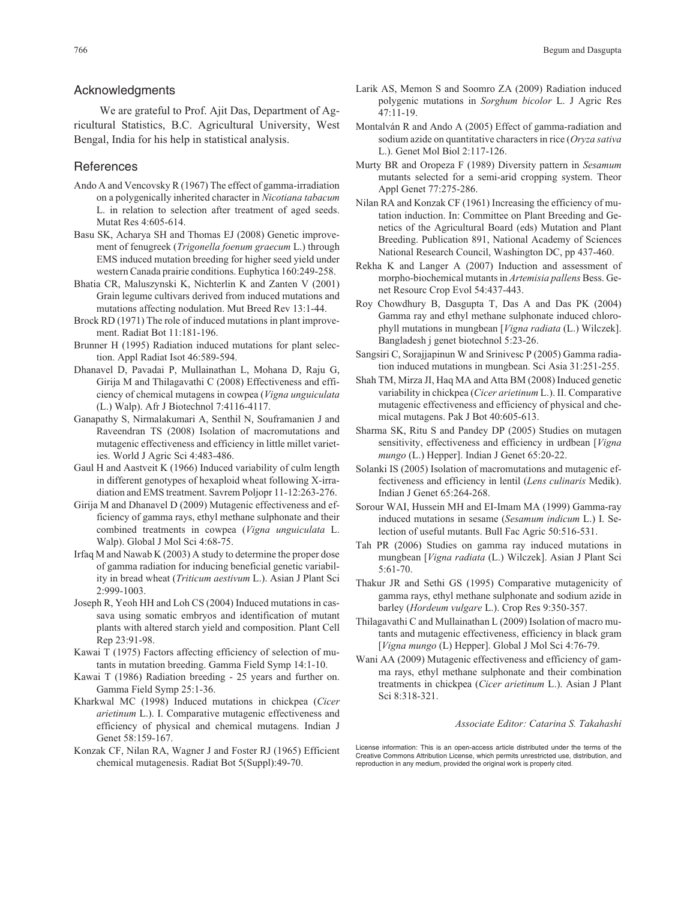## Acknowledgments

We are grateful to Prof. Ajit Das, Department of Agricultural Statistics, B.C. Agricultural University, West Bengal, India for his help in statistical analysis.

## References

Ando A and Vencovsky R (1967) The effect of gamma-irradiation on a polygenically inherited character in *Nicotiana tabacum* L. in relation to selection after treatment of aged seeds. Mutat Res 4:605-614.

Basu SK, Acharya SH and Thomas EJ (2008) Genetic improvement of fenugreek (*Trigonella foenum graecum* L.) through EMS induced mutation breeding for higher seed yield under western Canada prairie conditions. Euphytica 160:249-258.

Bhatia CR, Maluszynski K, Nichterlin K and Zanten V (2001) Grain legume cultivars derived from induced mutations and mutations affecting nodulation. Mut Breed Rev 13:1-44.

Brock RD (1971) The role of induced mutations in plant improvement. Radiat Bot 11:181-196.

Brunner H (1995) Radiation induced mutations for plant selection. Appl Radiat Isot 46:589-594.

Dhanavel D, Pavadai P, Mullainathan L, Mohana D, Raju G, Girija M and Thilagavathi C (2008) Effectiveness and efficiency of chemical mutagens in cowpea (*Vigna unguiculata* (L.) Walp). Afr J Biotechnol 7:4116-4117.

Ganapathy S, Nirmalakumari A, Senthil N, Souframanien J and Raveendran TS (2008) Isolation of macromutations and mutagenic effectiveness and efficiency in little millet varieties. World J Agric Sci 4:483-486.

Gaul H and Aastveit K (1966) Induced variability of culm length in different genotypes of hexaploid wheat following X-irradiation and EMS treatment. Savrem Poljopr 11-12:263-276.

Girija M and Dhanavel D (2009) Mutagenic effectiveness and efficiency of gamma rays, ethyl methane sulphonate and their combined treatments in cowpea (*Vigna unguiculata* L. Walp). Global J Mol Sci 4:68-75.

Irfaq M and Nawab K (2003) A study to determine the proper dose of gamma radiation for inducing beneficial genetic variability in bread wheat (*Triticum aestivum* L.). Asian J Plant Sci 2:999-1003.

Joseph R, Yeoh HH and Loh CS (2004) Induced mutations in cassava using somatic embryos and identification of mutant plants with altered starch yield and composition. Plant Cell Rep 23:91-98.

Kawai T (1975) Factors affecting efficiency of selection of mutants in mutation breeding. Gamma Field Symp 14:1-10.

Kawai T (1986) Radiation breeding - 25 years and further on. Gamma Field Symp 25:1-36.

Kharkwal MC (1998) Induced mutations in chickpea (*Cicer arietinum* L.). I. Comparative mutagenic effectiveness and efficiency of physical and chemical mutagens. Indian J Genet 58:159-167.

Konzak CF, Nilan RA, Wagner J and Foster RJ (1965) Efficient chemical mutagenesis. Radiat Bot 5(Suppl):49-70.

Larik AS, Memon S and Soomro ZA (2009) Radiation induced polygenic mutations in *Sorghum bicolor* L. J Agric Res 47:11-19.

Montalván R and Ando A (2005) Effect of gamma-radiation and sodium azide on quantitative characters in rice (*Oryza sativa* L.). Genet Mol Biol 2:117-126.

Murty BR and Oropeza F (1989) Diversity pattern in *Sesamum* mutants selected for a semi-arid cropping system. Theor Appl Genet 77:275-286.

Nilan RA and Konzak CF (1961) Increasing the efficiency of mutation induction. In: Committee on Plant Breeding and Genetics of the Agricultural Board (eds) Mutation and Plant Breeding. Publication 891, National Academy of Sciences National Research Council, Washington DC, pp 437-460.

Rekha K and Langer A (2007) Induction and assessment of morpho-biochemical mutants in *Artemisia pallens* Bess. Genet Resourc Crop Evol 54:437-443.

Roy Chowdhury B, Dasgupta T, Das A and Das PK (2004) Gamma ray and ethyl methane sulphonate induced chlorophyll mutations in mungbean [*Vigna radiata* (L.) Wilczek]. Bangladesh j genet biotechnol 5:23-26.

Sangsiri C, Sorajjapinun W and Srinivesc P (2005) Gamma radiation induced mutations in mungbean. Sci Asia 31:251-255.

Shah TM, Mirza JI, Haq MA and Atta BM (2008) Induced genetic variability in chickpea (*Cicer arietinum* L.). II. Comparative mutagenic effectiveness and efficiency of physical and chemical mutagens. Pak J Bot 40:605-613.

Sharma SK, Ritu S and Pandey DP (2005) Studies on mutagen sensitivity, effectiveness and efficiency in urdbean [*Vigna mungo* (L.) Hepper]. Indian J Genet 65:20-22.

Solanki IS (2005) Isolation of macromutations and mutagenic effectiveness and efficiency in lentil (*Lens culinaris* Medik). Indian J Genet 65:264-268.

Sorour WAI, Hussein MH and EI-Imam MA (1999) Gamma-ray induced mutations in sesame (*Sesamum indicum* L.) I. Selection of useful mutants. Bull Fac Agric 50:516-531.

Tah PR (2006) Studies on gamma ray induced mutations in mungbean [*Vigna radiata* (L.) Wilczek]. Asian J Plant Sci 5:61-70.

Thakur JR and Sethi GS (1995) Comparative mutagenicity of gamma rays, ethyl methane sulphonate and sodium azide in barley (*Hordeum vulgare* L.). Crop Res 9:350-357.

Thilagavathi C and Mullainathan L (2009) Isolation of macro mutants and mutagenic effectiveness, efficiency in black gram [*Vigna mungo* (L) Hepper]. Global J Mol Sci 4:76-79.

Wani AA (2009) Mutagenic effectiveness and efficiency of gamma rays, ethyl methane sulphonate and their combination treatments in chickpea (*Cicer arietinum* L.). Asian J Plant Sci 8:318-321.

*Associate Editor: Catarina S. Takahashi*

License information: This is an open-access article distributed under the terms of the Creative Commons Attribution License, which permits unrestricted use, distribution, and reproduction in any medium, provided the original work is properly cited.